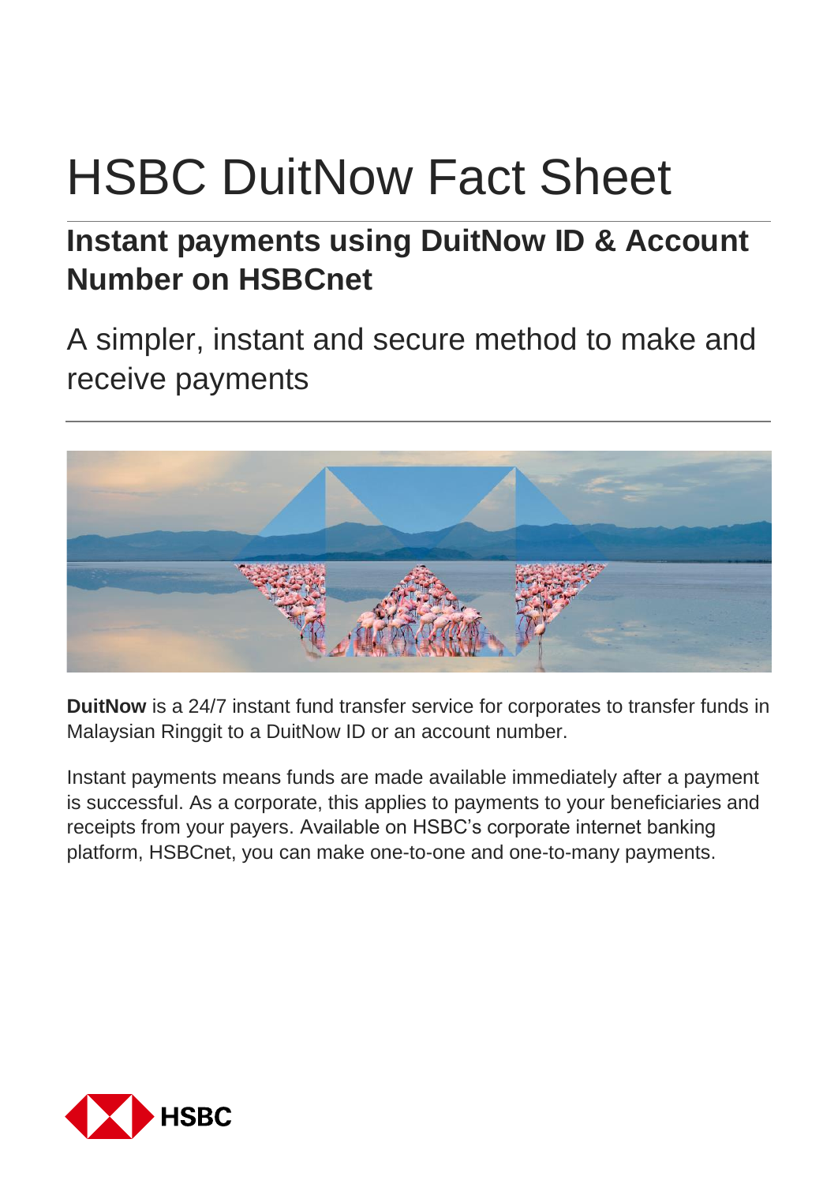# HSBC DuitNow Fact Sheet

## Instant payments using DuitNow ID & Account Number on HSBCnet

A simpler, instant and secure method to make and receive payments

**DuitNow** is a 24/7 instant fund transfer service for corporates to transfer funds in Malaysian Ringgit to a DuitNow ID or an account number.

Instant payments means funds are made available immediately after a payment is successful. As a corporate, this applies to payments to your beneficiaries and receipts from your payers. Available on HSBC's corporate internet banking platform, HSBCnet, you can make one-to-one and one-to-many payments.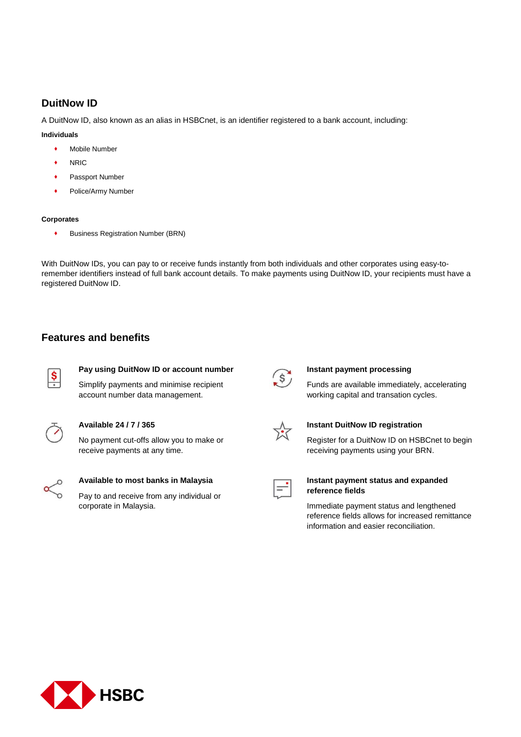## DuitNow ID

A DuitNow ID, also known as an alias in HSBCnet, is an identifier registered to a bank account, including:

**Individuals**

- Mobile Number
- NRIC
- Passport Number
- Police/Army Number

**Corporates**

- Business Registration Number (BRN)

With DuitNow IDs, you can pay to or receive funds instantly from both individuals and other corporates using easy-to-remember identifiers instead of full bank account details. To make payments using DuitNow ID, your recipients must have a registered DuitNow ID.

## Features and benefits

**Pay using DuitNow ID or account number**

Simplify payments and minimise recipient account number data management.

**Available 24 / 7 / 365**

No payment cut-offs allow you to make or receive payments at any time.

**Available to most banks in Malaysia**

Pay to and receive from any individual or corporate in Malaysia.

**Instant payment processing**

Funds are available immediately, accelerating working capital and transation cycles.

**Instant DuitNow ID registration**

Register for a DuitNow ID on HSBCnet to begin receiving payments using your BRN.

**Instant payment status and expanded reference fields**

Immediate payment status and lengthened reference fields allows for increased remittance information and easier reconciliation.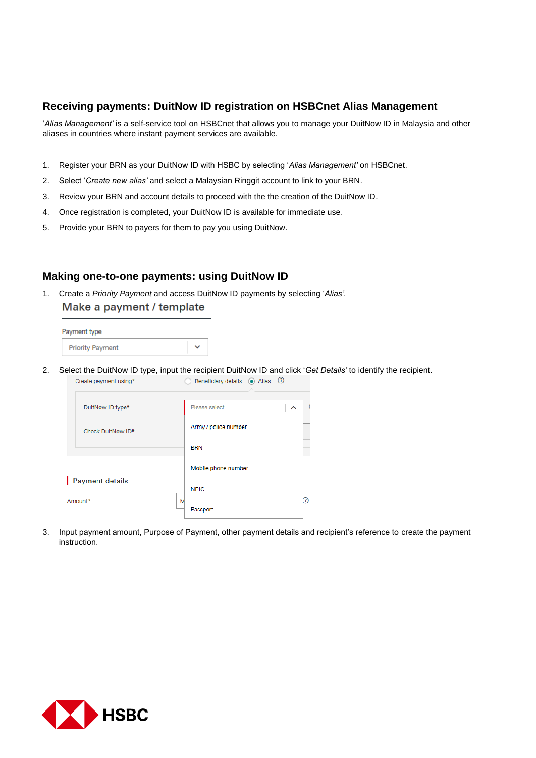## Receiving payments: DuitNow ID registration on HSBCnet Alias Management

'*Alias Management*' is a self-service tool on HSBCnet that allows you to manage your DuitNow ID in Malaysia and other aliases in countries where instant payment services are available.

1. Register your BRN as your DuitNow ID with HSBC by selecting '*Alias Management*' on HSBCnet.
2. Select '*Create new alias*' and select a Malaysian Ringgit account to link to your BRN.
3. Review your BRN and account details to proceed with the the creation of the DuitNow ID.
4. Once registration is completed, your DuitNow ID is available for immediate use.
5. Provide your BRN to payers for them to pay you using DuitNow.

## Making one-to-one payments: using DuitNow ID

1. Create a *Priority Payment* and access DuitNow ID payments by selecting '*Alias*'.

   Make a payment / template

   Payment type

   Priority Payment

2. Select the DuitNow ID type, input the recipient DuitNow ID and click '*Get Details*' to identify the recipient.

   Create payment using* Beneficiary details Alias

   DuitNow ID type* Please select

   Check DuitNow ID*

   Army / police number

   BRN

   Mobile phone number

   NRIC

   Passport

   Payment details

   Amount*

3. Input payment amount, Purpose of Payment, other payment details and recipient's reference to create the payment instruction.

HSBC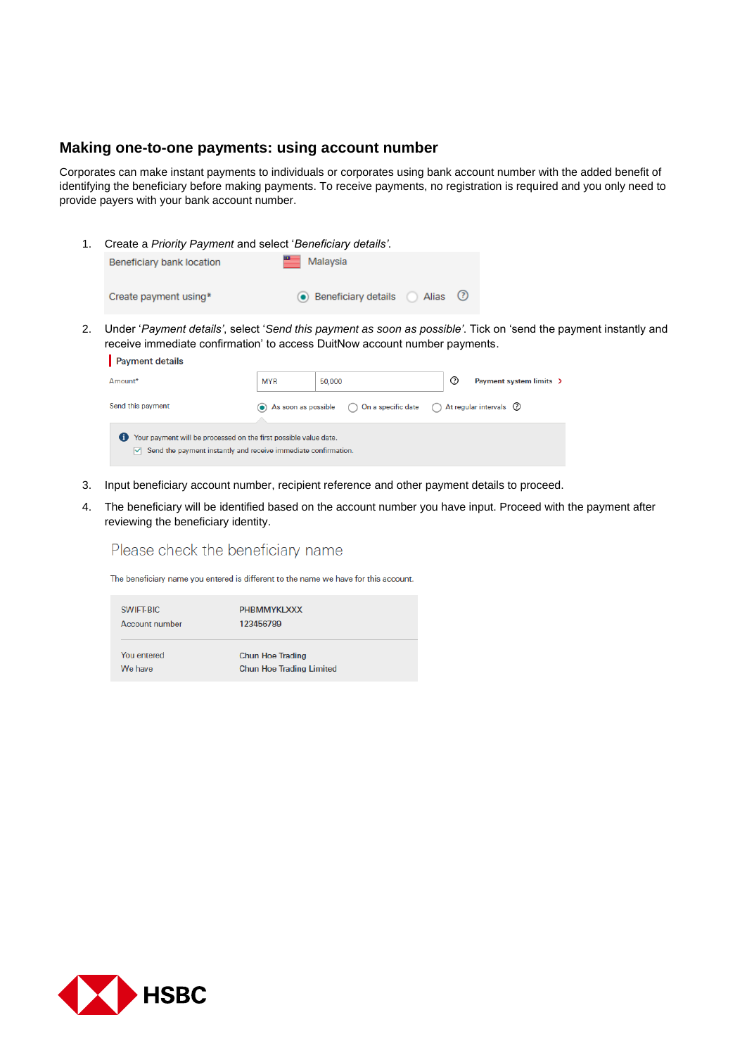## Making one-to-one payments: using account number

Corporates can make instant payments to individuals or corporates using bank account number with the added benefit of identifying the beneficiary before making payments. To receive payments, no registration is required and you only need to provide payers with your bank account number.

1. Create a *Priority Payment* and select '*Beneficiary details'*.

   Beneficiary bank location — Malaysia

   Create payment using* — ◉ Beneficiary details ○ Alias

2. Under '*Payment details'*, select '*Send this payment as soon as possible'*. Tick on 'send the payment instantly and receive immediate confirmation' to access DuitNow account number payments.

   **Payment details**

   Amount* — MYR 50,000 — Payment system limits

   Send this payment — ◉ As soon as possible ○ On a specific date ○ At regular intervals

   Your payment will be processed on the first possible value date.

   ☑ Send the payment instantly and receive immediate confirmation.

3. Input beneficiary account number, recipient reference and other payment details to proceed.
4. The beneficiary will be identified based on the account number you have input. Proceed with the payment after reviewing the beneficiary identity.

   Please check the beneficiary name

   The beneficiary name you entered is different to the name we have for this account.

| | |
|---|---|
| SWIFT-BIC | PHBMMYKLXXX |
| Account number | 123456789 |
| You entered | Chun Hoe Trading |
| We have | Chun Hoe Trading Limited |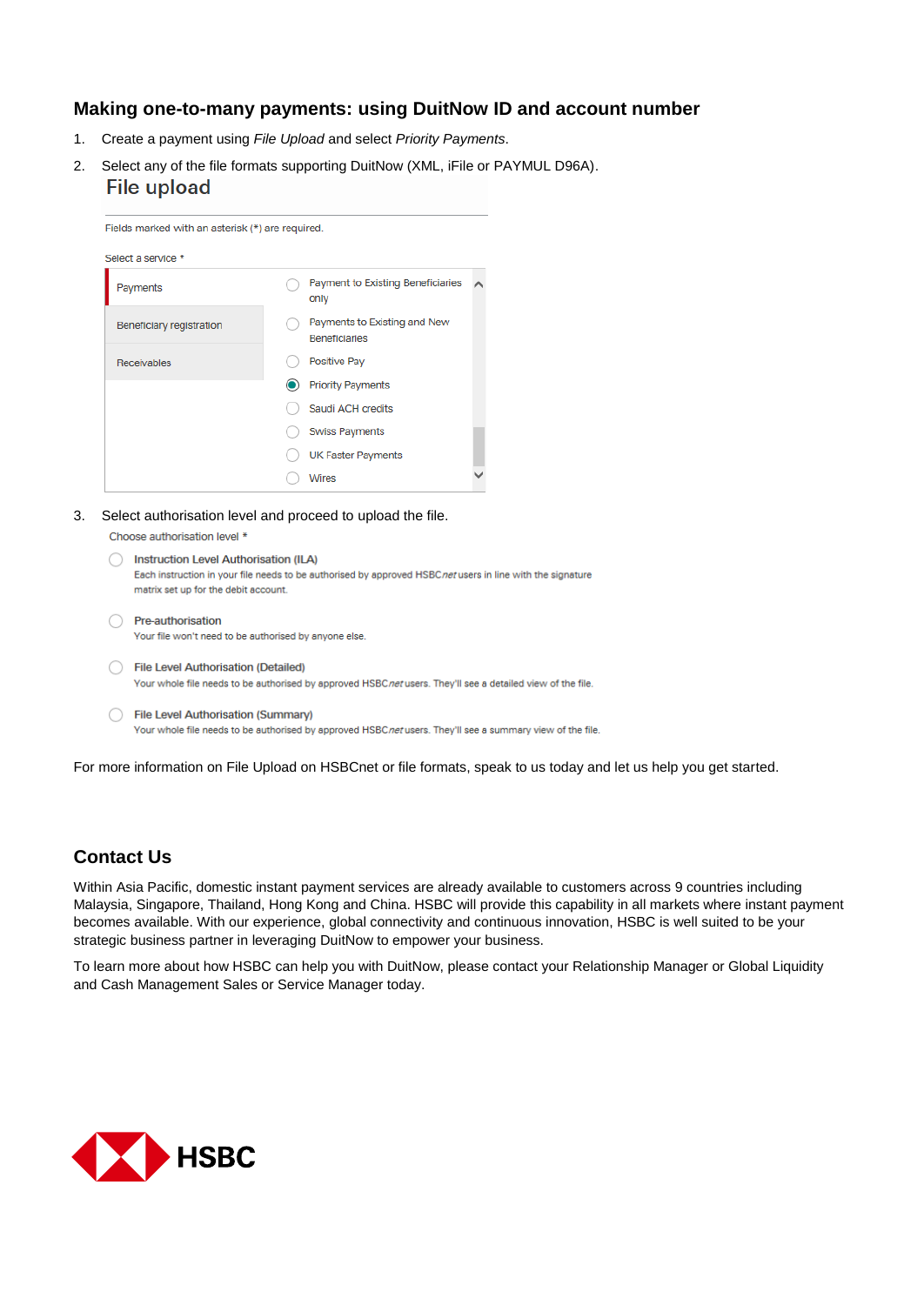## Making one-to-many payments: using DuitNow ID and account number

1. Create a payment using *File Upload* and select *Priority Payments*.
2. Select any of the file formats supporting DuitNow (XML, iFile or PAYMUL D96A).

File upload

Fields marked with an asterisk (*) are required.

Select a service *

- Payments
- Beneficiary registration
- Receivables

- Payment to Existing Beneficiaries only
- Payments to Existing and New Beneficiaries
- Positive Pay
- Priority Payments
- Saudi ACH credits
- Swiss Payments
- UK Faster Payments
- Wires

3. Select authorisation level and proceed to upload the file.

Choose authorisation level *

- **Instruction Level Authorisation (ILA)**
  Each instruction in your file needs to be authorised by approved HSBC*net* users in line with the signature matrix set up for the debit account.
- **Pre-authorisation**
  Your file won't need to be authorised by anyone else.
- **File Level Authorisation (Detailed)**
  Your whole file needs to be authorised by approved HSBC*net* users. They'll see a detailed view of the file.
- **File Level Authorisation (Summary)**
  Your whole file needs to be authorised by approved HSBC*net* users. They'll see a summary view of the file.

For more information on File Upload on HSBCnet or file formats, speak to us today and let us help you get started.

## Contact Us

Within Asia Pacific, domestic instant payment services are already available to customers across 9 countries including Malaysia, Singapore, Thailand, Hong Kong and China. HSBC will provide this capability in all markets where instant payment becomes available. With our experience, global connectivity and continuous innovation, HSBC is well suited to be your strategic business partner in leveraging DuitNow to empower your business.

To learn more about how HSBC can help you with DuitNow, please contact your Relationship Manager or Global Liquidity and Cash Management Sales or Service Manager today.

HSBC